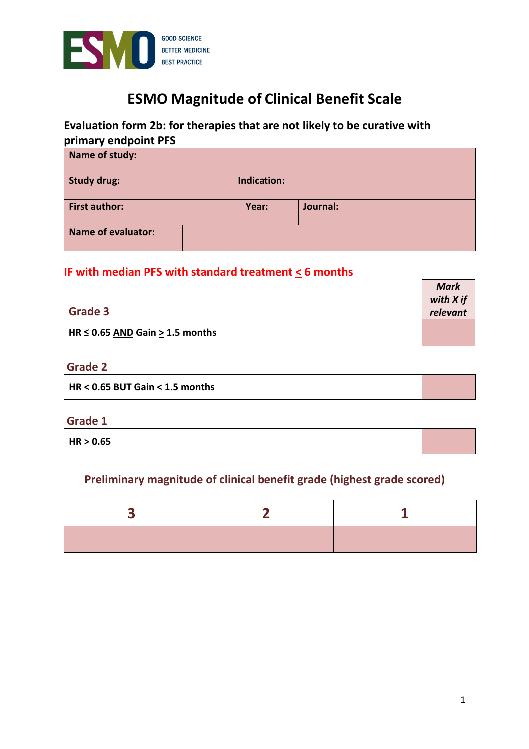GOOD SCIENCE
BETTER MEDICINE
BEST PRACTICE

# ESMO Magnitude of Clinical Benefit Scale

## Evaluation form 2b: for therapies that are not likely to be curative with primary endpoint PFS

| Name of study: | | | |
|---|---|---|---|
| **Study drug:** | **Indication:** | | |
| **First author:** | **Year:** | **Journal:** | |
| **Name of evaluator:** | | | |

### IF with median PFS with standard treatment ≤ 6 months

| Grade 3 | *Mark with X if relevant* |
|---|---|
| **HR ≤ 0.65 AND Gain ≥ 1.5 months** | |

| Grade 2 | |
|---|---|
| **HR ≤ 0.65 BUT Gain < 1.5 months** | |

| Grade 1 | |
|---|---|
| **HR > 0.65** | |

### Preliminary magnitude of clinical benefit grade (highest grade scored)

| 3 | 2 | 1 |
|---|---|---|
| | | |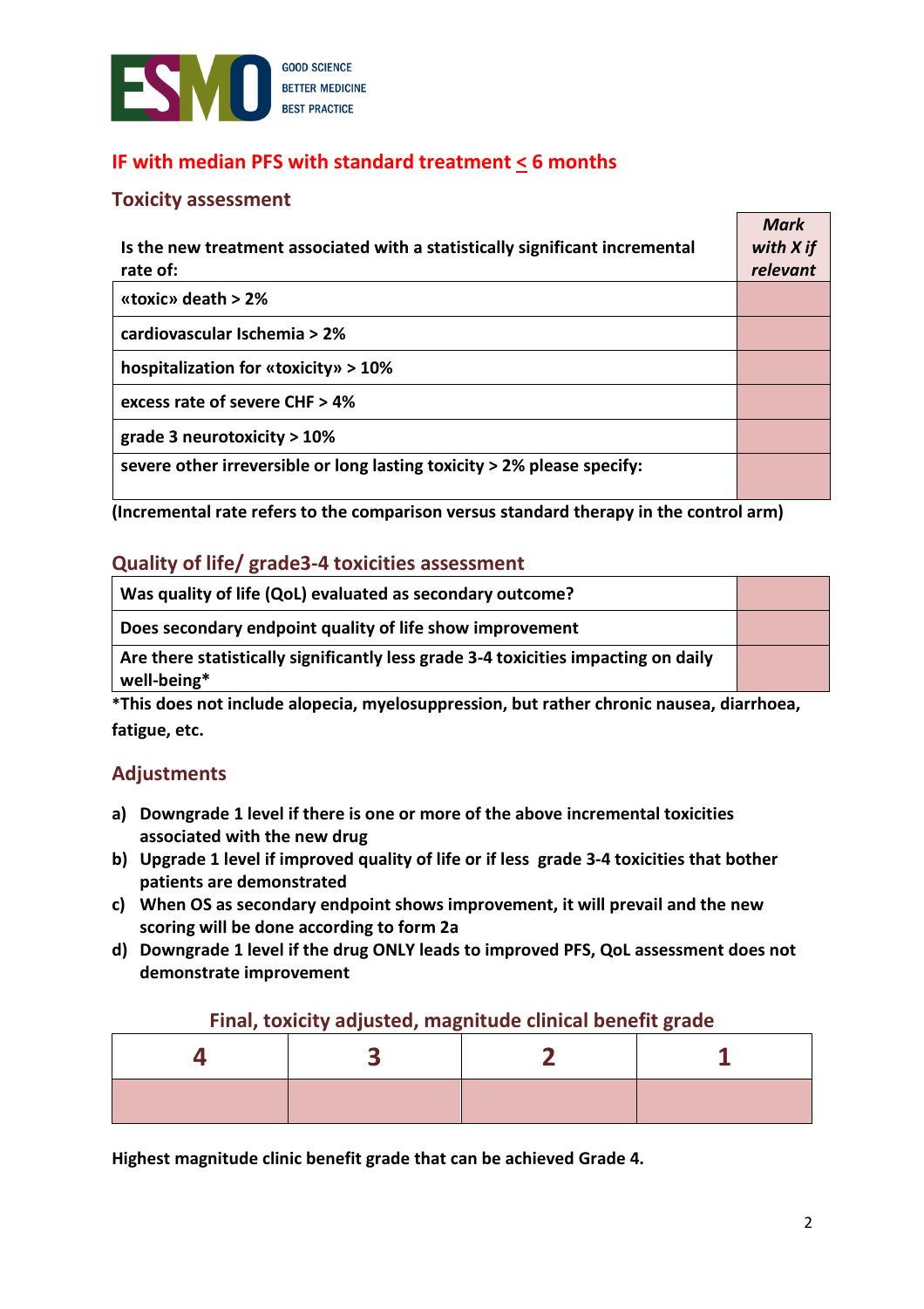## IF with median PFS with standard treatment < 6 months

### Toxicity assessment

| Is the new treatment associated with a statistically significant incremental rate of: | *Mark with X if relevant* |
|---|---|
| «toxic» death > 2% | |
| cardiovascular Ischemia > 2% | |
| hospitalization for «toxicity» > 10% | |
| excess rate of severe CHF > 4% | |
| grade 3 neurotoxicity > 10% | |
| severe other irreversible or long lasting toxicity > 2% please specify: | |

**(Incremental rate refers to the comparison versus standard therapy in the control arm)**

### Quality of life/ grade3-4 toxicities assessment

| | |
|---|---|
| Was quality of life (QoL) evaluated as secondary outcome? | |
| Does secondary endpoint quality of life show improvement | |
| Are there statistically significantly less grade 3-4 toxicities impacting on daily well-being* | |

**\*This does not include alopecia, myelosuppression, but rather chronic nausea, diarrhoea, fatigue, etc.**

### Adjustments

a) **Downgrade 1 level if there is one or more of the above incremental toxicities associated with the new drug**
b) **Upgrade 1 level if improved quality of life or if less grade 3-4 toxicities that bother patients are demonstrated**
c) **When OS as secondary endpoint shows improvement, it will prevail and the new scoring will be done according to form 2a**
d) **Downgrade 1 level if the drug ONLY leads to improved PFS, QoL assessment does not demonstrate improvement**

### Final, toxicity adjusted, magnitude clinical benefit grade

| 4 | 3 | 2 | 1 |
|---|---|---|---|
| | | | |

**Highest magnitude clinic benefit grade that can be achieved Grade 4.**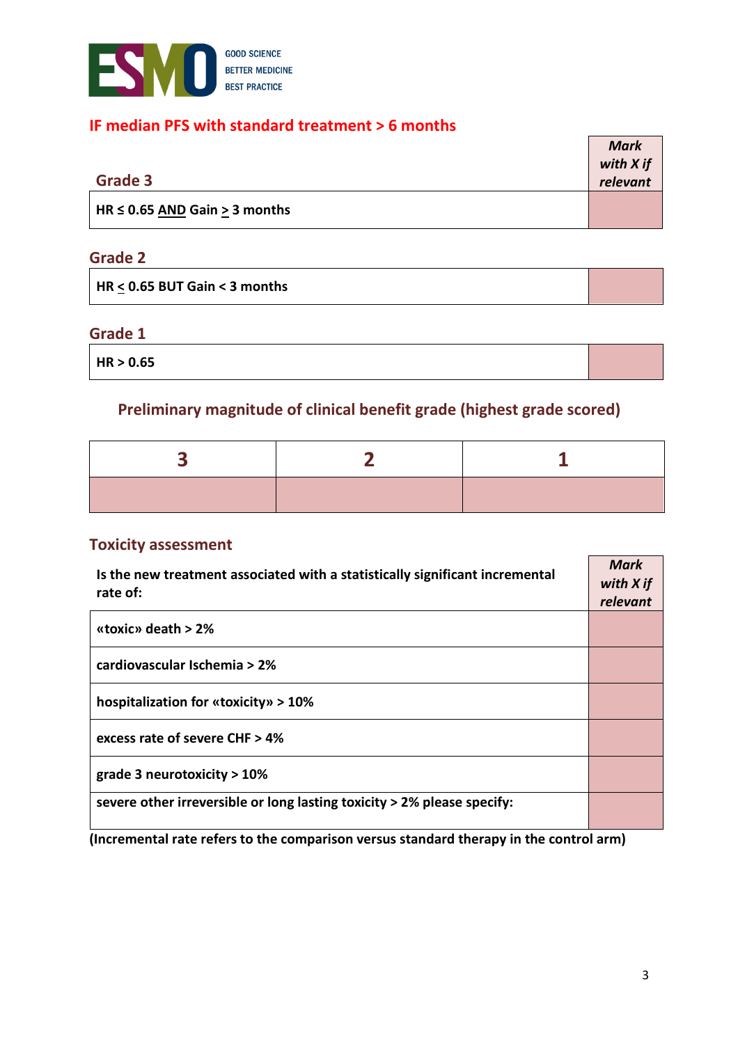## IF median PFS with standard treatment > 6 months

| Grade 3 | *Mark with X if relevant* |
|---|---|
| HR ≤ 0.65 AND Gain ≥ 3 months | |

### Grade 2

| | |
|---|---|
| HR ≤ 0.65 BUT Gain < 3 months | |

### Grade 1

| | |
|---|---|
| HR > 0.65 | |

## Preliminary magnitude of clinical benefit grade (highest grade scored)

| 3 | 2 | 1 |
|---|---|---|
| | | |

### Toxicity assessment

| Is the new treatment associated with a statistically significant incremental rate of: | *Mark with X if relevant* |
|---|---|
| «toxic» death > 2% | |
| cardiovascular Ischemia > 2% | |
| hospitalization for «toxicity» > 10% | |
| excess rate of severe CHF > 4% | |
| grade 3 neurotoxicity > 10% | |
| severe other irreversible or long lasting toxicity > 2% please specify: | |

**(Incremental rate refers to the comparison versus standard therapy in the control arm)**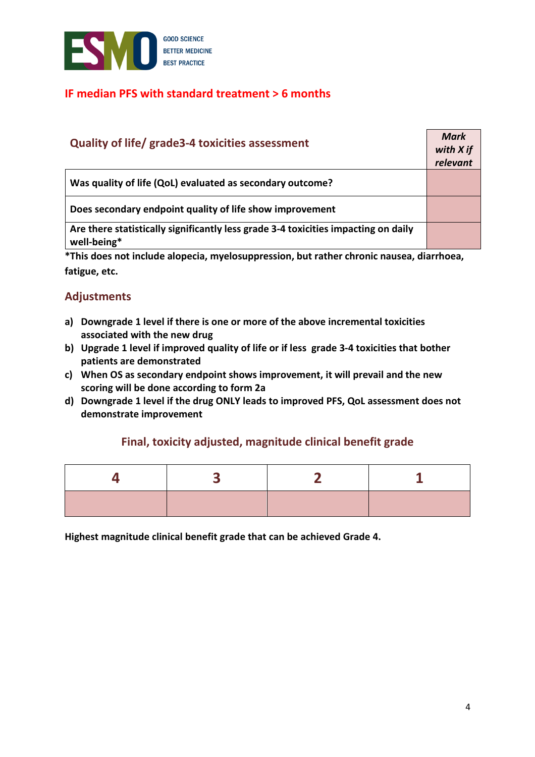## IF median PFS with standard treatment > 6 months

| Quality of life/ grade3-4 toxicities assessment | *Mark with X if relevant* |
|---|---|
| **Was quality of life (QoL) evaluated as secondary outcome?** | |
| **Does secondary endpoint quality of life show improvement** | |
| **Are there statistically significantly less grade 3-4 toxicities impacting on daily well-being*** | |

**\*This does not include alopecia, myelosuppression, but rather chronic nausea, diarrhoea, fatigue, etc.**

### Adjustments

- **a) Downgrade 1 level if there is one or more of the above incremental toxicities associated with the new drug**
- **b) Upgrade 1 level if improved quality of life or if less grade 3-4 toxicities that bother patients are demonstrated**
- **c) When OS as secondary endpoint shows improvement, it will prevail and the new scoring will be done according to form 2a**
- **d) Downgrade 1 level if the drug ONLY leads to improved PFS, QoL assessment does not demonstrate improvement**

### Final, toxicity adjusted, magnitude clinical benefit grade

| 4 | 3 | 2 | 1 |
|---|---|---|---|
| | | | |

**Highest magnitude clinical benefit grade that can be achieved Grade 4.**